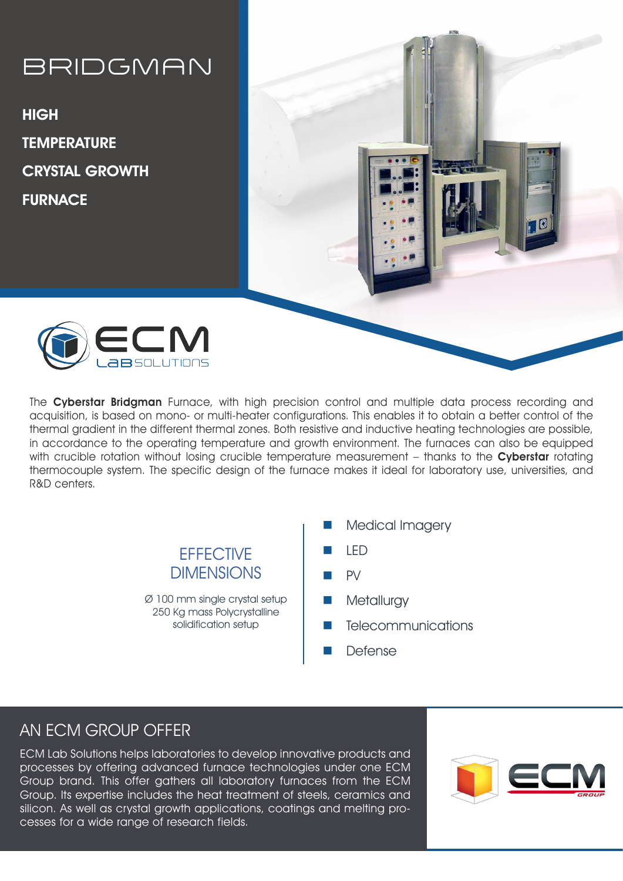# BRIDGMAN

## HIGH TEMPERATURE CRYSTAL GROWTH FURNACE

ECM LaB SOLUTIONS

The **Cyberstar Bridgman** Furnace, with high precision control and multiple data process recording and acquisition, is based on mono- or multi-heater configurations. This enables it to obtain a better control of the thermal gradient in the different thermal zones. Both resistive and inductive heating technologies are possible, in accordance to the operating temperature and growth environment. The furnaces can also be equipped with crucible rotation without losing crucible temperature measurement – thanks to the **Cyberstar** rotating thermocouple system. The specific design of the furnace makes it ideal for laboratory use, universities, and R&D centers.

### EFFECTIVE DIMENSIONS

Ø 100 mm single crystal setup
250 Kg mass Polycrystalline solidification setup

- Medical Imagery
- LED
- PV
- Metallurgy
- Telecommunications
- Defense

## AN ECM GROUP OFFER

ECM Lab Solutions helps laboratories to develop innovative products and processes by offering advanced furnace technologies under one ECM Group brand. This offer gathers all laboratory furnaces from the ECM Group. Its expertise includes the heat treatment of steels, ceramics and silicon. As well as crystal growth applications, coatings and melting processes for a wide range of research fields.

ECM GROUP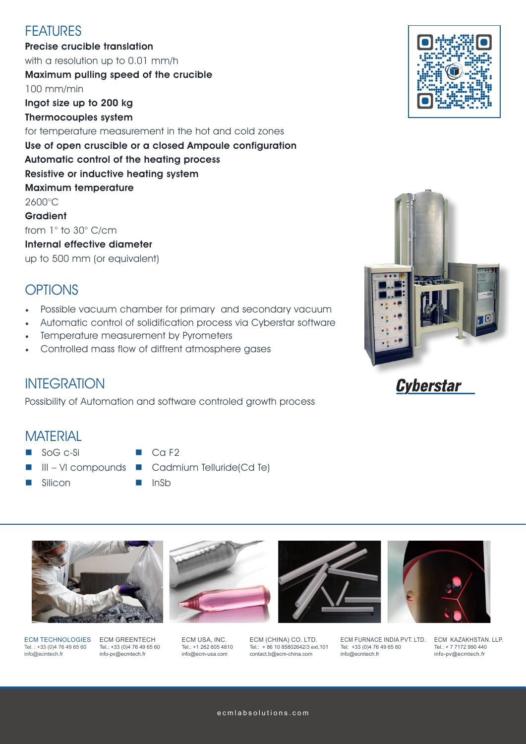## FEATURES

**Precise crucible translation**
with a resolution up to 0.01 mm/h
**Maximum pulling speed of the crucible**
100 mm/min
**Ingot size up to 200 kg**
**Thermocouples system**
for temperature measurement in the hot and cold zones
**Use of open cruscible or a closed Ampoule configuration**
**Automatic control of the heating process**
**Resistive or inductive heating system**
**Maximum temperature**
2600°C
**Gradient**
from 1° to 30° C/cm
**Internal effective diameter**
up to 500 mm (or equivalent)

## OPTIONS

- Possible vacuum chamber for primary and secondary vacuum
- Automatic control of solidification process via Cyberstar software
- Temperature measurement by Pyrometers
- Controlled mass flow of diffrent atmosphere gases

## INTEGRATION

Possibility of Automation and software controled growth process

## MATERIAL

- SoG c-Si
- III – VI compounds
- Silicon
- Ca F2
- Cadmium Telluride(Cd Te)
- InSb

*Cyberstar*

ECM TECHNOLOGIES
Tel. : +33 (0)4 76 49 65 60
info@ecmtech.fr

ECM GREENTECH
Tel.: +33 (0)4 76 49 65 60
info-pv@ecmtech.fr

ECM USA, INC.
Tel.: +1 262 605 4810
info@ecm-usa.com

ECM (CHINA) CO. LTD.
Tel.: + 86 10 85802642/3 ext.101
contact.b@ecm-china.com

ECM FURNACE INDIA PVT. LTD.
Tel: +33 (0)4 76 49 65 60
info@ecmtech.fr

ECM KAZAKHSTAN. LLP.
Tel.: + 7 7172 990 440
info-pv@ecmtech.fr

ecmlabsolutions.com